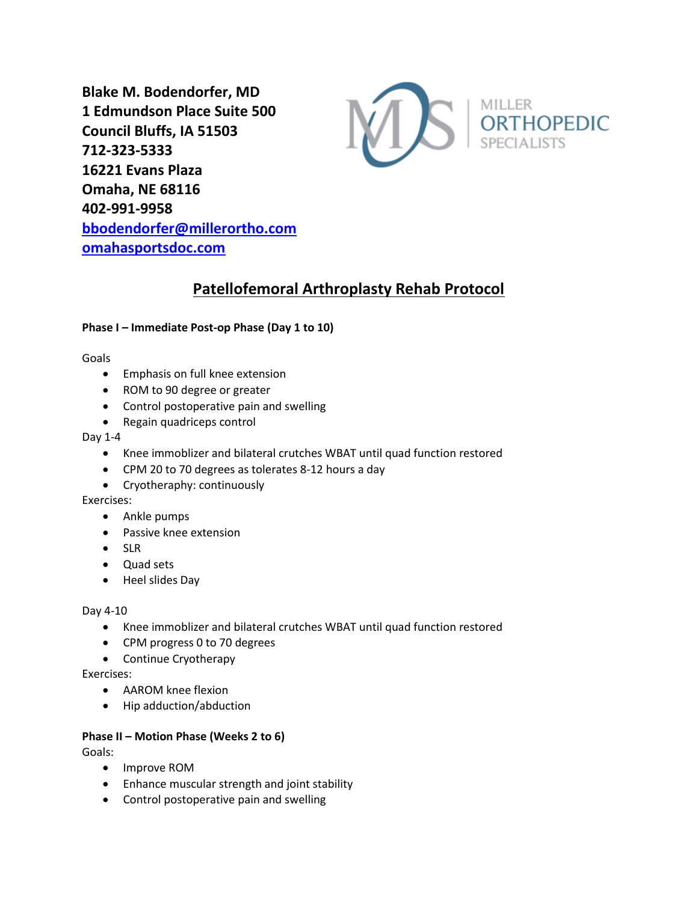**Blake M. Bodendorfer, MD**
**1 Edmundson Place Suite 500**
**Council Bluffs, IA 51503**
**712-323-5333**
**16221 Evans Plaza**
**Omaha, NE 68116**
**402-991-9958**
**[bbodendorfer@millerortho.com](mailto:bbodendorfer@millerortho.com)**
**[omahasportsdoc.com](http://omahasportsdoc.com)**

MILLER ORTHOPEDIC SPECIALISTS

# Patellofemoral Arthroplasty Rehab Protocol

**Phase I – Immediate Post-op Phase (Day 1 to 10)**

Goals

- Emphasis on full knee extension
- ROM to 90 degree or greater
- Control postoperative pain and swelling
- Regain quadriceps control

Day 1-4

- Knee immoblizer and bilateral crutches WBAT until quad function restored
- CPM 20 to 70 degrees as tolerates 8-12 hours a day
- Cryotheraphy: continuously

Exercises:

- Ankle pumps
- Passive knee extension
- SLR
- Quad sets
- Heel slides Day

Day 4-10

- Knee immoblizer and bilateral crutches WBAT until quad function restored
- CPM progress 0 to 70 degrees
- Continue Cryotherapy

Exercises:

- AAROM knee flexion
- Hip adduction/abduction

**Phase II – Motion Phase (Weeks 2 to 6)**

Goals:

- Improve ROM
- Enhance muscular strength and joint stability
- Control postoperative pain and swelling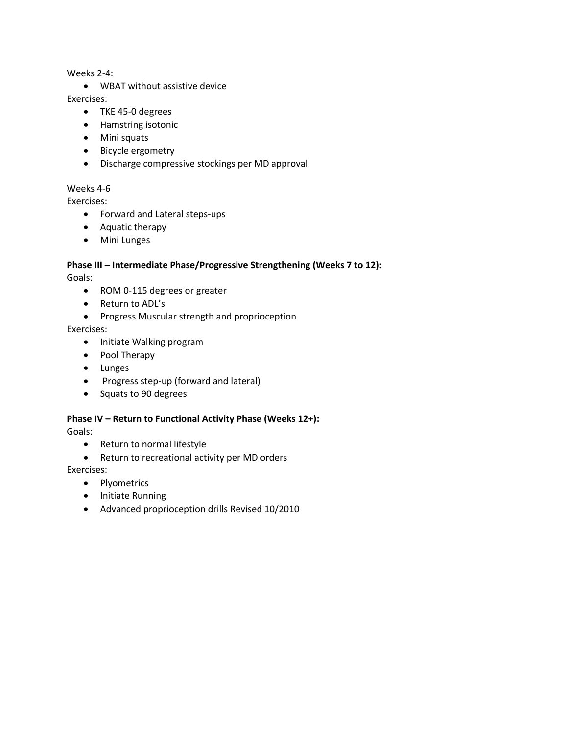Weeks 2-4:

- WBAT without assistive device

Exercises:

- TKE 45-0 degrees
- Hamstring isotonic
- Mini squats
- Bicycle ergometry
- Discharge compressive stockings per MD approval

Weeks 4-6

Exercises:

- Forward and Lateral steps-ups
- Aquatic therapy
- Mini Lunges

**Phase III – Intermediate Phase/Progressive Strengthening (Weeks 7 to 12):**

Goals:

- ROM 0-115 degrees or greater
- Return to ADL's
- Progress Muscular strength and proprioception

Exercises:

- Initiate Walking program
- Pool Therapy
- Lunges
- Progress step-up (forward and lateral)
- Squats to 90 degrees

**Phase IV – Return to Functional Activity Phase (Weeks 12+):**

Goals:

- Return to normal lifestyle
- Return to recreational activity per MD orders

Exercises:

- Plyometrics
- Initiate Running
- Advanced proprioception drills Revised 10/2010